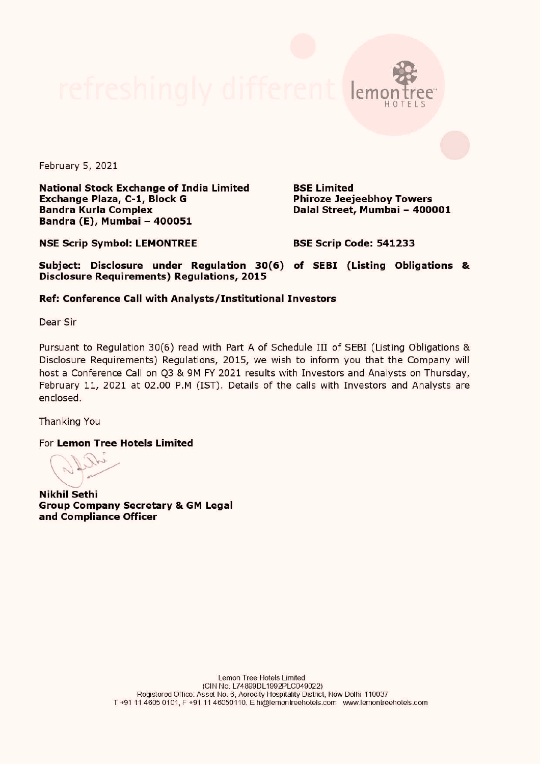February 5, 2021

**National Stock Exchange of India Limited**
**Exchange Plaza, C-1, Block G**
**Bandra Kurla Complex**
**Bandra (E), Mumbai – 400051**

**BSE Limited**
**Phiroze Jeejeebhoy Towers**
**Dalal Street, Mumbai – 400001**

**NSE Scrip Symbol: LEMONTREE**

**BSE Scrip Code: 541233**

**Subject: Disclosure under Regulation 30(6) of SEBI (Listing Obligations & Disclosure Requirements) Regulations, 2015**

**Ref: Conference Call with Analysts/Institutional Investors**

Dear Sir

Pursuant to Regulation 30(6) read with Part A of Schedule III of SEBI (Listing Obligations & Disclosure Requirements) Regulations, 2015, we wish to inform you that the Company will host a Conference Call on Q3 & 9M FY 2021 results with Investors and Analysts on Thursday, February 11, 2021 at 02.00 P.M (IST). Details of the calls with Investors and Analysts are enclosed.

Thanking You

For **Lemon Tree Hotels Limited**

**Nikhil Sethi**
**Group Company Secretary & GM Legal and Compliance Officer**

Lemon Tree Hotels Limited
(CIN No. L74899DL1992PLC049022)
Registered Office: Asset No. 6, Aerocity Hospitality District, New Delhi-110037
T +91 11 4605 0101, F +91 11 46050110. E hi@lemontreehotels.com www.lemontreehotels.com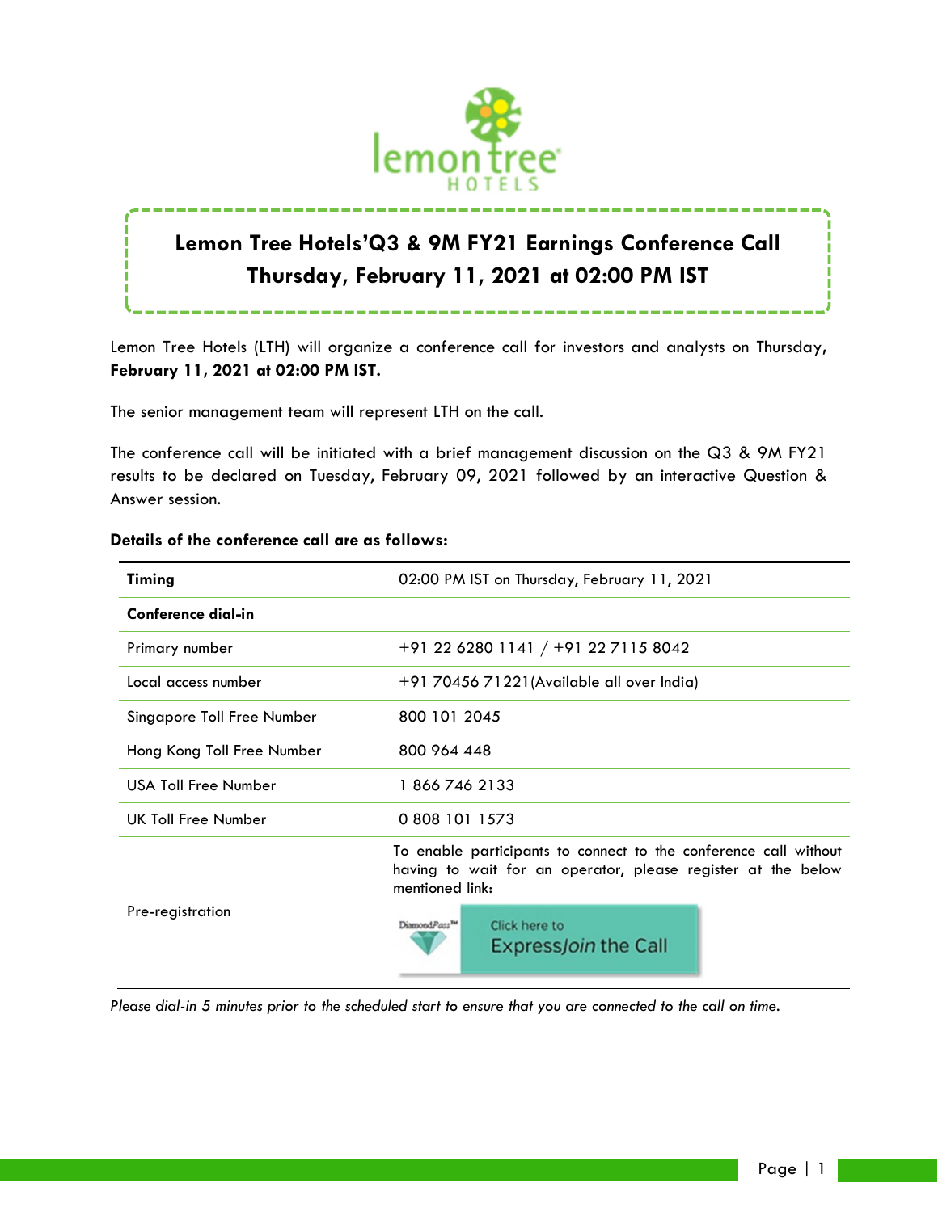# Lemon Tree Hotels' Q3 & 9M FY21 Earnings Conference Call

## Thursday, February 11, 2021 at 02:00 PM IST

Lemon Tree Hotels (LTH) will organize a conference call for investors and analysts on Thursday, **February 11, 2021 at 02:00 PM IST.**

The senior management team will represent LTH on the call.

The conference call will be initiated with a brief management discussion on the Q3 & 9M FY21 results to be declared on Tuesday, February 09, 2021 followed by an interactive Question & Answer session.

**Details of the conference call are as follows:**

| **Timing** | 02:00 PM IST on Thursday, February 11, 2021 |
|---|---|
| **Conference dial-in** | |
| Primary number | +91 22 6280 1141 / +91 22 7115 8042 |
| Local access number | +91 70456 71221(Available all over India) |
| Singapore Toll Free Number | 800 101 2045 |
| Hong Kong Toll Free Number | 800 964 448 |
| USA Toll Free Number | 1 866 746 2133 |
| UK Toll Free Number | 0 808 101 1573 |
| Pre-registration | To enable participants to connect to the conference call without having to wait for an operator, please register at the below mentioned link: DiamondPass™ Click here to ExpressJoin the Call |

*Please dial-in 5 minutes prior to the scheduled start to ensure that you are connected to the call on time.*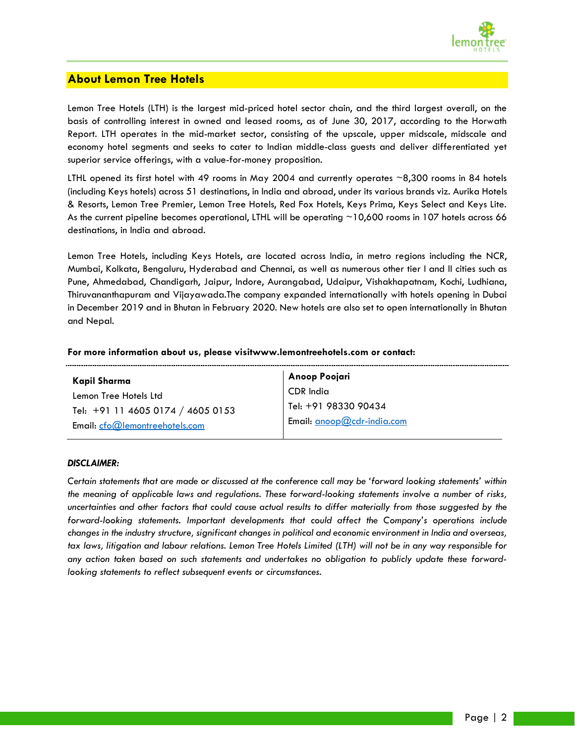## About Lemon Tree Hotels

Lemon Tree Hotels (LTH) is the largest mid-priced hotel sector chain, and the third largest overall, on the basis of controlling interest in owned and leased rooms, as of June 30, 2017, according to the Horwath Report. LTH operates in the mid-market sector, consisting of the upscale, upper midscale, midscale and economy hotel segments and seeks to cater to Indian middle-class guests and deliver differentiated yet superior service offerings, with a value-for-money proposition.

LTHL opened its first hotel with 49 rooms in May 2004 and currently operates ~8,300 rooms in 84 hotels (including Keys hotels) across 51 destinations, in India and abroad, under its various brands viz. Aurika Hotels & Resorts, Lemon Tree Premier, Lemon Tree Hotels, Red Fox Hotels, Keys Prima, Keys Select and Keys Lite. As the current pipeline becomes operational, LTHL will be operating ~10,600 rooms in 107 hotels across 66 destinations, in India and abroad.

Lemon Tree Hotels, including Keys Hotels, are located across India, in metro regions including the NCR, Mumbai, Kolkata, Bengaluru, Hyderabad and Chennai, as well as numerous other tier I and II cities such as Pune, Ahmedabad, Chandigarh, Jaipur, Indore, Aurangabad, Udaipur, Vishakhapatnam, Kochi, Ludhiana, Thiruvananthapuram and Vijayawada.The company expanded internationally with hotels opening in Dubai in December 2019 and in Bhutan in February 2020. New hotels are also set to open internationally in Bhutan and Nepal.

**For more information about us, please visitwww.lemontreehotels.com or contact:**

| | |
|---|---|
| **Kapil Sharma**<br>Lemon Tree Hotels Ltd<br>Tel: +91 11 4605 0174 / 4605 0153<br>Email: cfo@lemontreehotels.com | **Anoop Poojari**<br>CDR India<br>Tel: +91 98330 90434<br>Email: anoop@cdr-india.com |

***DISCLAIMER:***

*Certain statements that are made or discussed at the conference call may be 'forward looking statements' within the meaning of applicable laws and regulations. These forward-looking statements involve a number of risks, uncertainties and other factors that could cause actual results to differ materially from those suggested by the forward-looking statements. Important developments that could affect the Company's operations include changes in the industry structure, significant changes in political and economic environment in India and overseas, tax laws, litigation and labour relations. Lemon Tree Hotels Limited (LTH) will not be in any way responsible for any action taken based on such statements and undertakes no obligation to publicly update these forward-looking statements to reflect subsequent events or circumstances.*